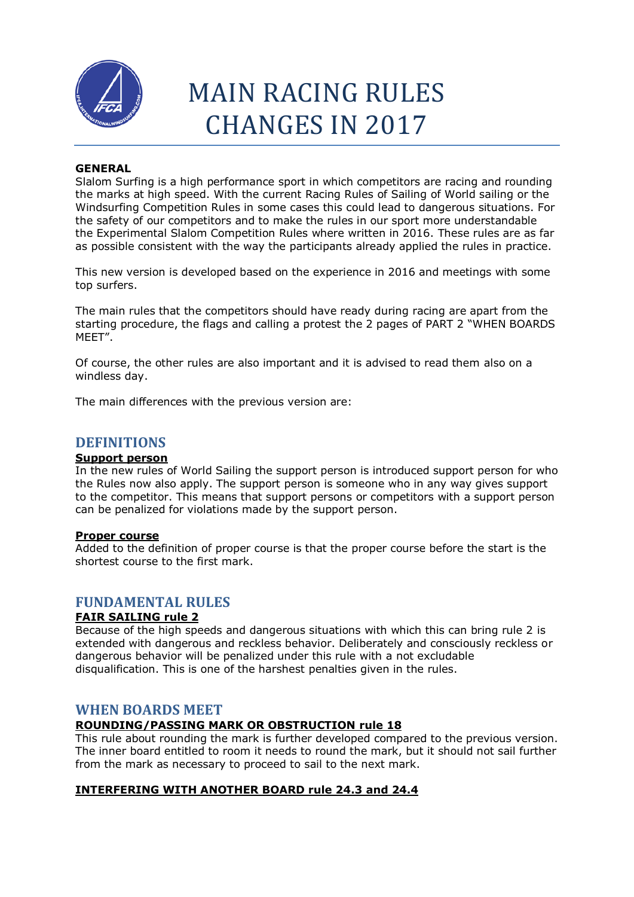# MAIN RACING RULES CHANGES IN 2017

**GENERAL**

Slalom Surfing is a high performance sport in which competitors are racing and rounding the marks at high speed. With the current Racing Rules of Sailing of World sailing or the Windsurfing Competition Rules in some cases this could lead to dangerous situations. For the safety of our competitors and to make the rules in our sport more understandable the Experimental Slalom Competition Rules where written in 2016. These rules are as far as possible consistent with the way the participants already applied the rules in practice.

This new version is developed based on the experience in 2016 and meetings with some top surfers.

The main rules that the competitors should have ready during racing are apart from the starting procedure, the flags and calling a protest the 2 pages of PART 2 "WHEN BOARDS MEET".

Of course, the other rules are also important and it is advised to read them also on a windless day.

The main differences with the previous version are:

## DEFINITIONS

**Support person**

In the new rules of World Sailing the support person is introduced support person for who the Rules now also apply. The support person is someone who in any way gives support to the competitor. This means that support persons or competitors with a support person can be penalized for violations made by the support person.

**Proper course**

Added to the definition of proper course is that the proper course before the start is the shortest course to the first mark.

## FUNDAMENTAL RULES

**FAIR SAILING rule 2**

Because of the high speeds and dangerous situations with which this can bring rule 2 is extended with dangerous and reckless behavior. Deliberately and consciously reckless or dangerous behavior will be penalized under this rule with a not excludable disqualification. This is one of the harshest penalties given in the rules.

## WHEN BOARDS MEET

**ROUNDING/PASSING MARK OR OBSTRUCTION rule 18**

This rule about rounding the mark is further developed compared to the previous version. The inner board entitled to room it needs to round the mark, but it should not sail further from the mark as necessary to proceed to sail to the next mark.

**INTERFERING WITH ANOTHER BOARD rule 24.3 and 24.4**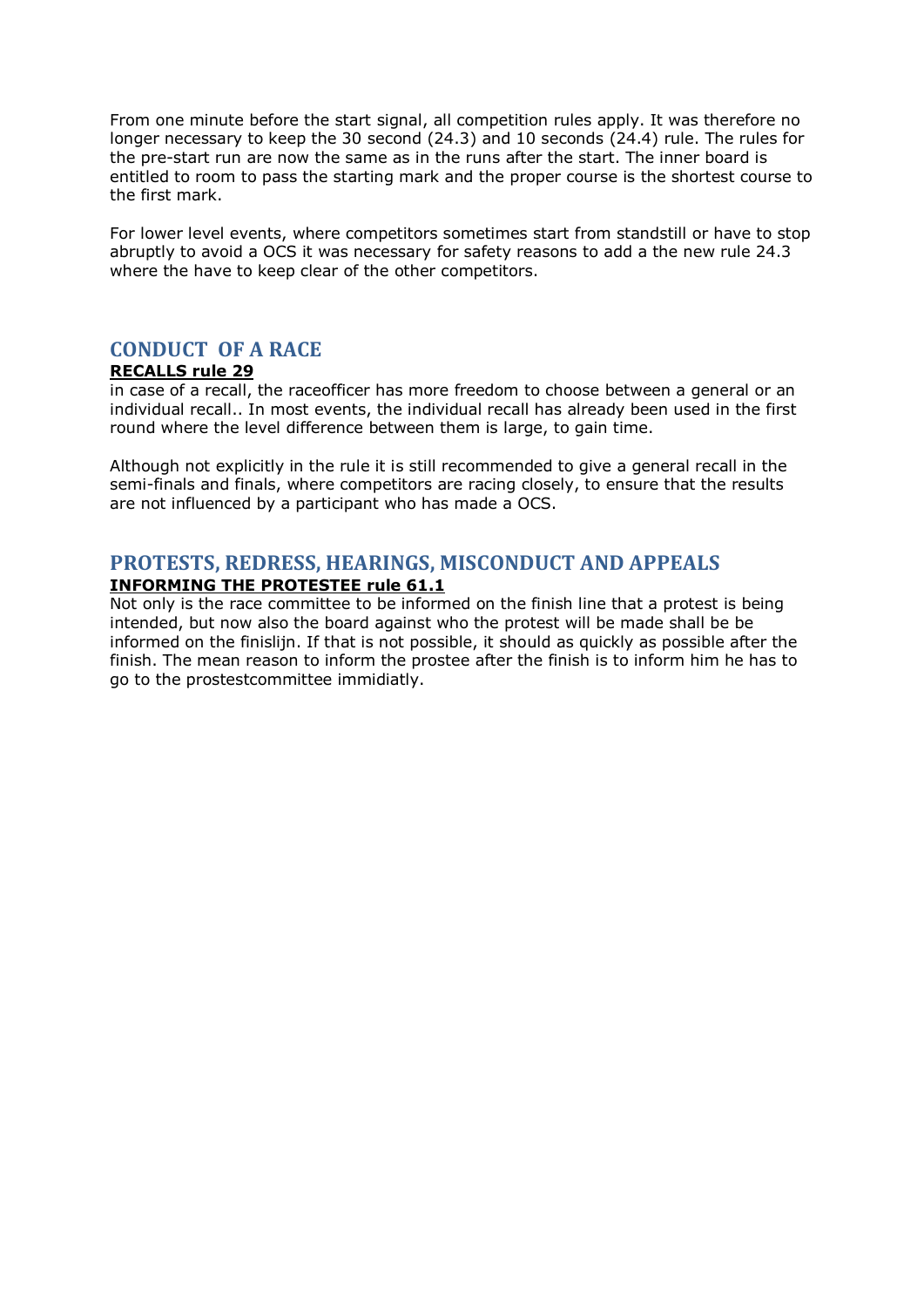From one minute before the start signal, all competition rules apply. It was therefore no longer necessary to keep the 30 second (24.3) and 10 seconds (24.4) rule. The rules for the pre-start run are now the same as in the runs after the start. The inner board is entitled to room to pass the starting mark and the proper course is the shortest course to the first mark.

For lower level events, where competitors sometimes start from standstill or have to stop abruptly to avoid a OCS it was necessary for safety reasons to add a the new rule 24.3 where the have to keep clear of the other competitors.

## CONDUCT OF A RACE

**RECALLS rule 29**

in case of a recall, the raceofficer has more freedom to choose between a general or an individual recall.. In most events, the individual recall has already been used in the first round where the level difference between them is large, to gain time.

Although not explicitly in the rule it is still recommended to give a general recall in the semi-finals and finals, where competitors are racing closely, to ensure that the results are not influenced by a participant who has made a OCS.

## PROTESTS, REDRESS, HEARINGS, MISCONDUCT AND APPEALS

**INFORMING THE PROTESTEE rule 61.1**

Not only is the race committee to be informed on the finish line that a protest is being intended, but now also the board against who the protest will be made shall be be informed on the finislijn. If that is not possible, it should as quickly as possible after the finish. The mean reason to inform the prostee after the finish is to inform him he has to go to the prostestcommittee immidiatly.